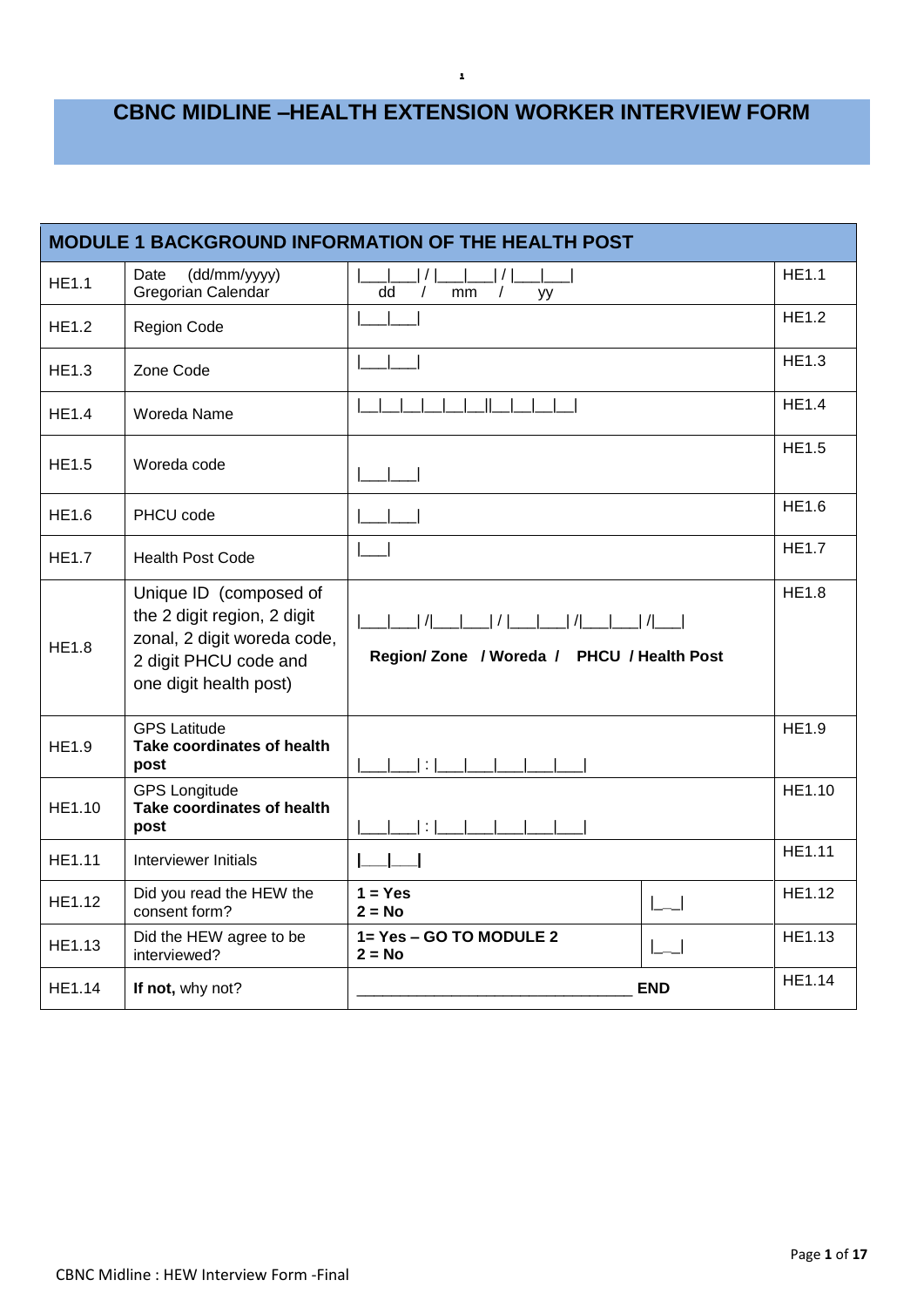# CBNC MIDLINE –HEALTH EXTENSION WORKER INTERVIEW FORM

| MODULE 1 BACKGROUND INFORMATION OF THE HEALTH POST | | | | |
|---|---|---|---|---|
| HE1.1 | Date (dd/mm/yyyy) Gregorian Calendar | \|___\|___\| / \|___\|___\| / \|___\|___\| dd / mm / yy | | HE1.1 |
| HE1.2 | Region Code | \|___\|___\| | | HE1.2 |
| HE1.3 | Zone Code | \|___\|___\| | | HE1.3 |
| HE1.4 | Woreda Name | \|__\|__\|__\|__\|__\|__\|\|__\|__\|__\|__\| | | HE1.4 |
| HE1.5 | Woreda code | \|___\|___\| | | HE1.5 |
| HE1.6 | PHCU code | \|___\|___\| | | HE1.6 |
| HE1.7 | Health Post Code | \|___\| | | HE1.7 |
| HE1.8 | Unique ID (composed of the 2 digit region, 2 digit zonal, 2 digit woreda code, 2 digit PHCU code and one digit health post) | \|___\|___\| /\|___\|___\| / \|___\|___\| /\|___\|___\| /\|___\| **Region/ Zone / Woreda / PHCU / Health Post** | | HE1.8 |
| HE1.9 | GPS Latitude **Take coordinates of health post** | \|___\|___\| : \|___\|___\|___\|___\|___\|___\| | | HE1.9 |
| HE1.10 | GPS Longitude **Take coordinates of health post** | \|___\|___\| : \|___\|___\|___\|___\|___\|___\| | | HE1.10 |
| HE1.11 | Interviewer Initials | \|___\|___\| | | HE1.11 |
| HE1.12 | Did you read the HEW the consent form? | **1 = Yes** **2 = No** | \|__\| | HE1.12 |
| HE1.13 | Did the HEW agree to be interviewed? | **1= Yes – GO TO MODULE 2** **2 = No** | \|__\| | HE1.13 |
| HE1.14 | **If not,** why not? | _________________________________ **END** | | HE1.14 |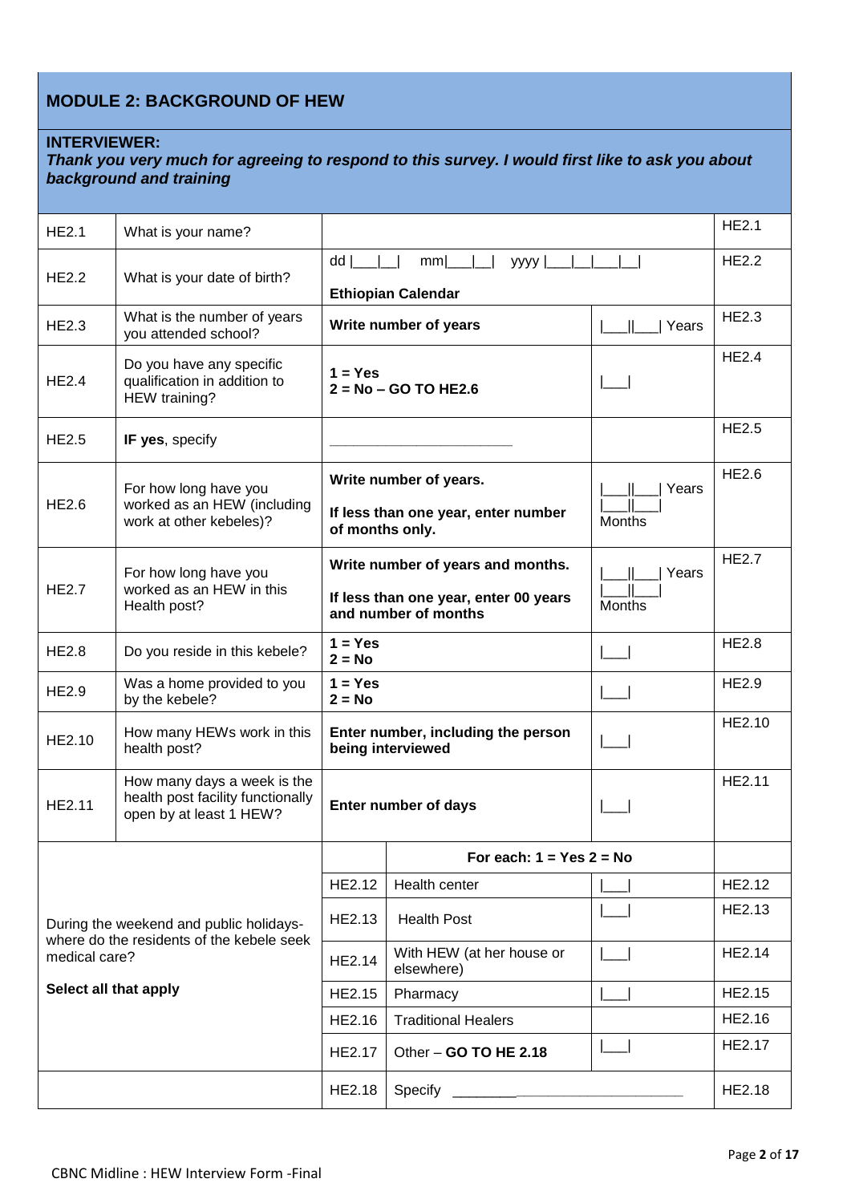## MODULE 2: BACKGROUND OF HEW

**INTERVIEWER:**
***Thank you very much for agreeing to respond to this survey. I would first like to ask you about background and training***

| | | | | |
|---|---|---|---|---|
| HE2.1 | What is your name? | | | HE2.1 |
| HE2.2 | What is your date of birth? | dd \|___\|__\| mm\|___\|__\| yyyy \|___\|__\|___\|__\| **Ethiopian Calendar** | | HE2.2 |
| HE2.3 | What is the number of years you attended school? | **Write number of years** | \|___\|\|___\| Years | HE2.3 |
| HE2.4 | Do you have any specific qualification in addition to HEW training? | **1 = Yes** **2 = No – GO TO HE2.6** | \|___\| | HE2.4 |
| HE2.5 | **IF yes**, specify | ______________________ | | HE2.5 |
| HE2.6 | For how long have you worked as an HEW (including work at other kebeles)? | **Write number of years.** **If less than one year, enter number of months only.** | \|___\|\|___\| Years \|___\|\|___\| Months | HE2.6 |
| HE2.7 | For how long have you worked as an HEW in this Health post? | **Write number of years and months.** **If less than one year, enter 00 years and number of months** | \|___\|\|___\| Years \|___\|\|___\| Months | HE2.7 |
| HE2.8 | Do you reside in this kebele? | **1 = Yes** **2 = No** | \|___\| | HE2.8 |
| HE2.9 | Was a home provided to you by the kebele? | **1 = Yes** **2 = No** | \|___\| | HE2.9 |
| HE2.10 | How many HEWs work in this health post? | **Enter number, including the person being interviewed** | \|___\| | HE2.10 |
| HE2.11 | How many days a week is the health post facility functionally open by at least 1 HEW? | **Enter number of days** | \|___\| | HE2.11 |

| | | | | |
|---|---|---|---|---|
| During the weekend and public holidays- where do the residents of the kebele seek medical care? **Select all that apply** | | **For each: 1 = Yes 2 = No** | | |
| | HE2.12 | Health center | \|___\| | HE2.12 |
| | HE2.13 | Health Post | \|___\| | HE2.13 |
| | HE2.14 | With HEW (at her house or elsewhere) | \|___\| | HE2.14 |
| | HE2.15 | Pharmacy | \|___\| | HE2.15 |
| | HE2.16 | Traditional Healers | | HE2.16 |
| | HE2.17 | Other – **GO TO HE 2.18** | \|___\| | HE2.17 |
| | HE2.18 | Specify ______________________________ | | HE2.18 |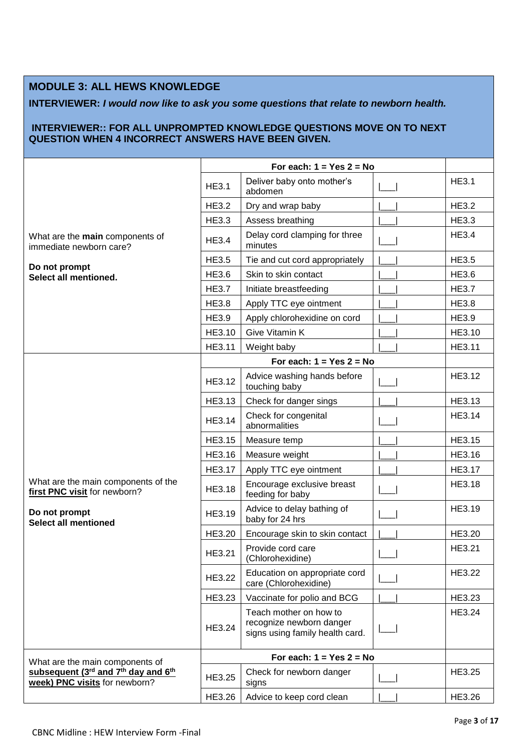## MODULE 3: ALL HEWS KNOWLEDGE

**INTERVIEWER:** ***I would now like to ask you some questions that relate to newborn health.***

**INTERVIEWER:: FOR ALL UNPROMPTED KNOWLEDGE QUESTIONS MOVE ON TO NEXT QUESTION WHEN 4 INCORRECT ANSWERS HAVE BEEN GIVEN.**

| | | | | |
|---|---|---|---|---|
| | **For each: 1 = Yes 2 = No** | | | |
| What are the **main** components of immediate newborn care?<br><br>**Do not prompt**<br>**Select all mentioned.** | HE3.1 | Deliver baby onto mother's abdomen | \|___\| | HE3.1 |
| | HE3.2 | Dry and wrap baby | \|___\| | HE3.2 |
| | HE3.3 | Assess breathing | \|___\| | HE3.3 |
| | HE3.4 | Delay cord clamping for three minutes | \|___\| | HE3.4 |
| | HE3.5 | Tie and cut cord appropriately | \|___\| | HE3.5 |
| | HE3.6 | Skin to skin contact | \|___\| | HE3.6 |
| | HE3.7 | Initiate breastfeeding | \|___\| | HE3.7 |
| | HE3.8 | Apply TTC eye ointment | \|___\| | HE3.8 |
| | HE3.9 | Apply chlorohexidine on cord | \|___\| | HE3.9 |
| | HE3.10 | Give Vitamin K | \|___\| | HE3.10 |
| | HE3.11 | Weight baby | \|___\| | HE3.11 |
| | **For each: 1 = Yes 2 = No** | | | |
| What are the main components of the <u>**first PNC visit**</u> for newborn?<br><br>**Do not prompt**<br>**Select all mentioned** | HE3.12 | Advice washing hands before touching baby | \|___\| | HE3.12 |
| | HE3.13 | Check for danger sings | \|___\| | HE3.13 |
| | HE3.14 | Check for congenital abnormalities | \|___\| | HE3.14 |
| | HE3.15 | Measure temp | \|___\| | HE3.15 |
| | HE3.16 | Measure weight | \|___\| | HE3.16 |
| | HE3.17 | Apply TTC eye ointment | \|___\| | HE3.17 |
| | HE3.18 | Encourage exclusive breast feeding for baby | \|___\| | HE3.18 |
| | HE3.19 | Advice to delay bathing of baby for 24 hrs | \|___\| | HE3.19 |
| | HE3.20 | Encourage skin to skin contact | \|___\| | HE3.20 |
| | HE3.21 | Provide cord care (Chlorohexidine) | \|___\| | HE3.21 |
| | HE3.22 | Education on appropriate cord care (Chlorohexidine) | \|___\| | HE3.22 |
| | HE3.23 | Vaccinate for polio and BCG | \|___\| | HE3.23 |
| | HE3.24 | Teach mother on how to recognize newborn danger signs using family health card. | \|___\| | HE3.24 |
| What are the main components of <u>**subsequent (3rd and 7th day and 6th week) PNC visits**</u> for newborn? | **For each: 1 = Yes 2 = No** | | | |
| | HE3.25 | Check for newborn danger signs | \|___\| | HE3.25 |
| | HE3.26 | Advice to keep cord clean | \|___\| | HE3.26 |

CBNC Midline : HEW Interview Form -Final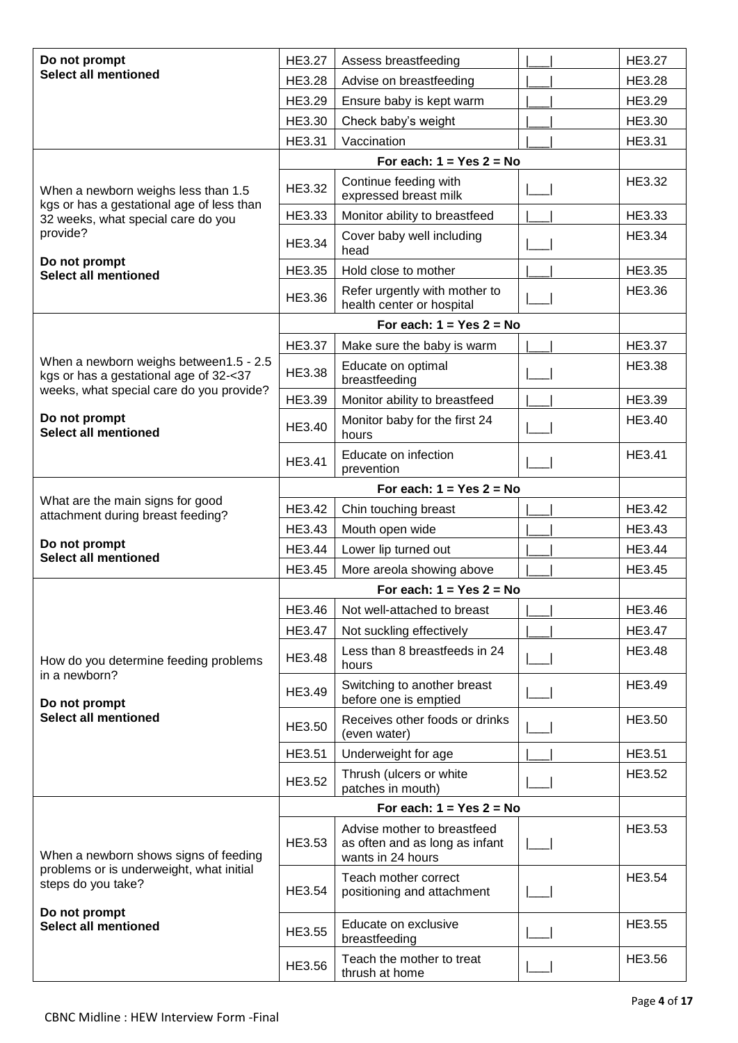| | | | | |
|---|---|---|---|---|
| **Do not prompt**<br>**Select all mentioned** | HE3.27 | Assess breastfeeding | \|___\| | HE3.27 |
| | HE3.28 | Advise on breastfeeding | \|___\| | HE3.28 |
| | HE3.29 | Ensure baby is kept warm | \|___\| | HE3.29 |
| | HE3.30 | Check baby's weight | \|___\| | HE3.30 |
| | HE3.31 | Vaccination | \|___\| | HE3.31 |
| When a newborn weighs less than 1.5 kgs or has a gestational age of less than 32 weeks, what special care do you provide?<br>**Do not prompt**<br>**Select all mentioned** | | **For each: 1 = Yes 2 = No** | | |
| | HE3.32 | Continue feeding with expressed breast milk | \|___\| | HE3.32 |
| | HE3.33 | Monitor ability to breastfeed | \|___\| | HE3.33 |
| | HE3.34 | Cover baby well including head | \|___\| | HE3.34 |
| | HE3.35 | Hold close to mother | \|___\| | HE3.35 |
| | HE3.36 | Refer urgently with mother to health center or hospital | \|___\| | HE3.36 |
| When a newborn weighs between1.5 - 2.5 kgs or has a gestational age of 32-<37 weeks, what special care do you provide?<br>**Do not prompt**<br>**Select all mentioned** | | **For each: 1 = Yes 2 = No** | | |
| | HE3.37 | Make sure the baby is warm | \|___\| | HE3.37 |
| | HE3.38 | Educate on optimal breastfeeding | \|___\| | HE3.38 |
| | HE3.39 | Monitor ability to breastfeed | \|___\| | HE3.39 |
| | HE3.40 | Monitor baby for the first 24 hours | \|___\| | HE3.40 |
| | HE3.41 | Educate on infection prevention | \|___\| | HE3.41 |
| What are the main signs for good attachment during breast feeding?<br>**Do not prompt**<br>**Select all mentioned** | | **For each: 1 = Yes 2 = No** | | |
| | HE3.42 | Chin touching breast | \|___\| | HE3.42 |
| | HE3.43 | Mouth open wide | \|___\| | HE3.43 |
| | HE3.44 | Lower lip turned out | \|___\| | HE3.44 |
| | HE3.45 | More areola showing above | \|___\| | HE3.45 |
| How do you determine feeding problems in a newborn?<br>**Do not prompt**<br>**Select all mentioned** | | **For each: 1 = Yes 2 = No** | | |
| | HE3.46 | Not well-attached to breast | \|___\| | HE3.46 |
| | HE3.47 | Not suckling effectively | \|___\| | HE3.47 |
| | HE3.48 | Less than 8 breastfeeds in 24 hours | \|___\| | HE3.48 |
| | HE3.49 | Switching to another breast before one is emptied | \|___\| | HE3.49 |
| | HE3.50 | Receives other foods or drinks (even water) | \|___\| | HE3.50 |
| | HE3.51 | Underweight for age | \|___\| | HE3.51 |
| | HE3.52 | Thrush (ulcers or white patches in mouth) | \|___\| | HE3.52 |
| When a newborn shows signs of feeding problems or is underweight, what initial steps do you take?<br>**Do not prompt**<br>**Select all mentioned** | | **For each: 1 = Yes 2 = No** | | |
| | HE3.53 | Advise mother to breastfeed as often and as long as infant wants in 24 hours | \|___\| | HE3.53 |
| | HE3.54 | Teach mother correct positioning and attachment | \|___\| | HE3.54 |
| | HE3.55 | Educate on exclusive breastfeeding | \|___\| | HE3.55 |
| | HE3.56 | Teach the mother to treat thrush at home | \|___\| | HE3.56 |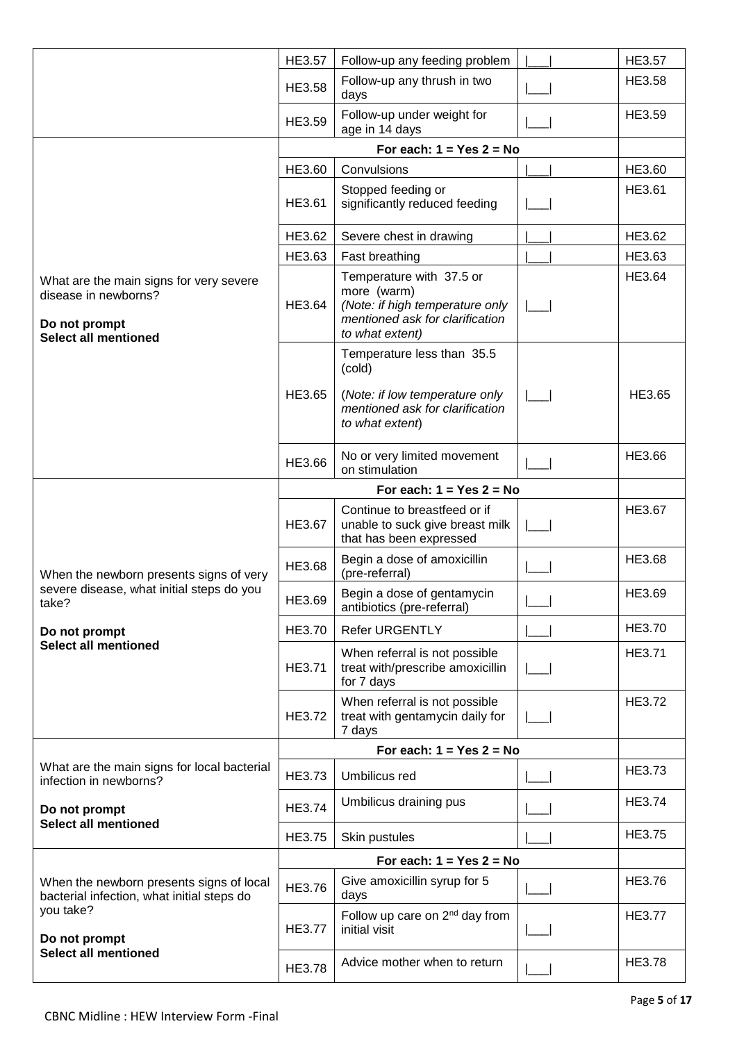| | | | | |
|---|---|---|---|---|
| | HE3.57 | Follow-up any feeding problem | \|___\| | HE3.57 |
| | HE3.58 | Follow-up any thrush in two days | \|___\| | HE3.58 |
| | HE3.59 | Follow-up under weight for age in 14 days | \|___\| | HE3.59 |
| What are the main signs for very severe disease in newborns? **Do not prompt** **Select all mentioned** | | **For each: 1 = Yes 2 = No** | | |
| | HE3.60 | Convulsions | \|___\| | HE3.60 |
| | HE3.61 | Stopped feeding or significantly reduced feeding | \|___\| | HE3.61 |
| | HE3.62 | Severe chest in drawing | \|___\| | HE3.62 |
| | HE3.63 | Fast breathing | \|___\| | HE3.63 |
| | HE3.64 | Temperature with 37.5 or more (warm) *(Note: if high temperature only mentioned ask for clarification to what extent)* | \|___\| | HE3.64 |
| | HE3.65 | Temperature less than 35.5 (cold) (*Note: if low temperature only mentioned ask for clarification to what extent*) | \|___\| | HE3.65 |
| | HE3.66 | No or very limited movement on stimulation | \|___\| | HE3.66 |
| When the newborn presents signs of very severe disease, what initial steps do you take? **Do not prompt** **Select all mentioned** | | **For each: 1 = Yes 2 = No** | | |
| | HE3.67 | Continue to breastfeed or if unable to suck give breast milk that has been expressed | \|___\| | HE3.67 |
| | HE3.68 | Begin a dose of amoxicillin (pre-referral) | \|___\| | HE3.68 |
| | HE3.69 | Begin a dose of gentamycin antibiotics (pre-referral) | \|___\| | HE3.69 |
| | HE3.70 | Refer URGENTLY | \|___\| | HE3.70 |
| | HE3.71 | When referral is not possible treat with/prescribe amoxicillin for 7 days | \|___\| | HE3.71 |
| | HE3.72 | When referral is not possible treat with gentamycin daily for 7 days | \|___\| | HE3.72 |
| What are the main signs for local bacterial infection in newborns? **Do not prompt** **Select all mentioned** | | **For each: 1 = Yes 2 = No** | | |
| | HE3.73 | Umbilicus red | \|___\| | HE3.73 |
| | HE3.74 | Umbilicus draining pus | \|___\| | HE3.74 |
| | HE3.75 | Skin pustules | \|___\| | HE3.75 |
| When the newborn presents signs of local bacterial infection, what initial steps do you take? **Do not prompt** **Select all mentioned** | | **For each: 1 = Yes 2 = No** | | |
| | HE3.76 | Give amoxicillin syrup for 5 days | \|___\| | HE3.76 |
| | HE3.77 | Follow up care on 2nd day from initial visit | \|___\| | HE3.77 |
| | HE3.78 | Advice mother when to return | \|___\| | HE3.78 |

CBNC Midline : HEW Interview Form -Final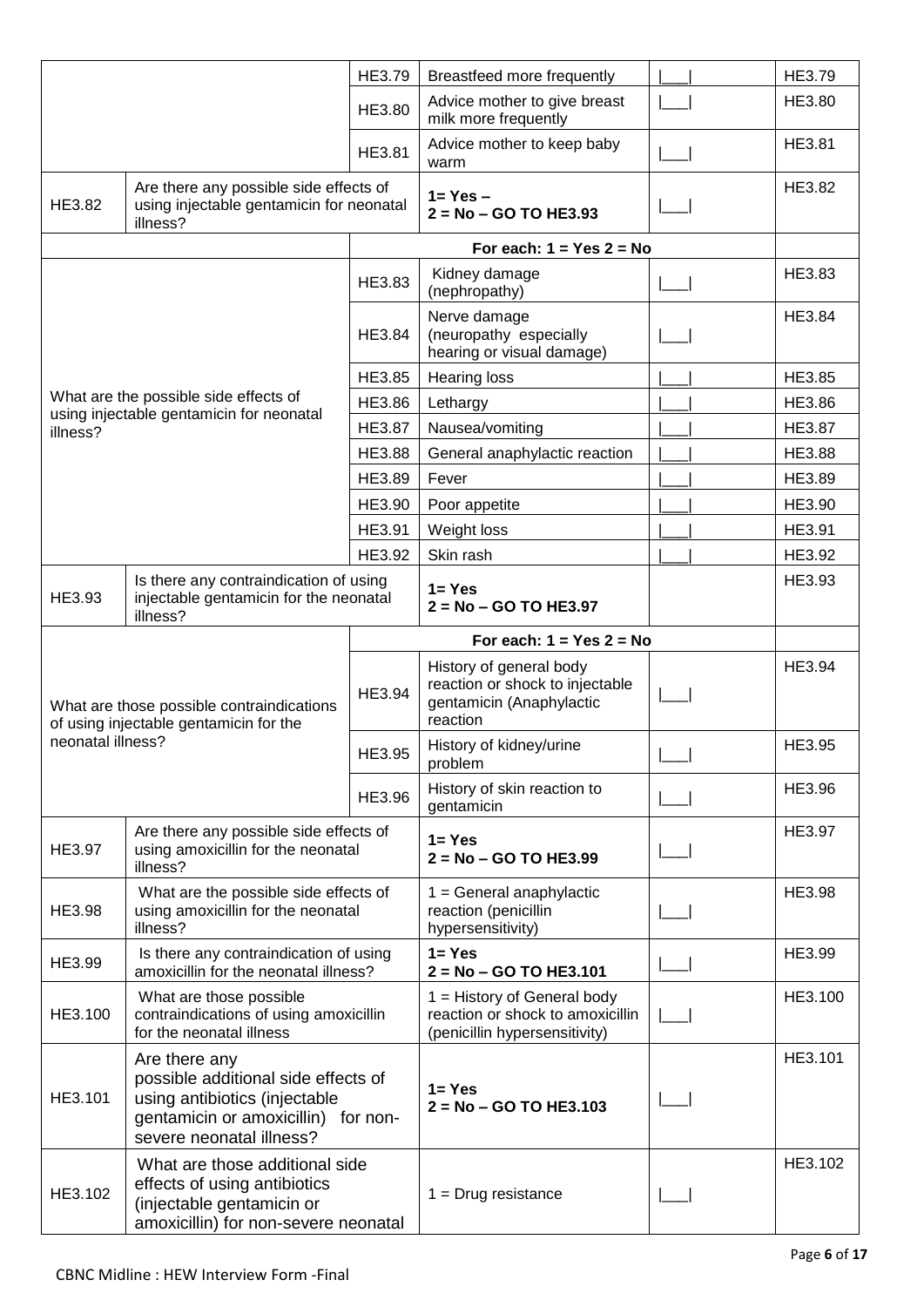| | | | | | |
|---|---|---|---|---|---|
| | | HE3.79 | Breastfeed more frequently | \|___\| | HE3.79 |
| | | HE3.80 | Advice mother to give breast milk more frequently | \|___\| | HE3.80 |
| | | HE3.81 | Advice mother to keep baby warm | \|___\| | HE3.81 |
| HE3.82 | Are there any possible side effects of using injectable gentamicin for neonatal illness? | | **1= Yes –**<br>**2 = No – GO TO HE3.93** | \|___\| | HE3.82 |
| | | | **For each: 1 = Yes 2 = No** | | |
| What are the possible side effects of using injectable gentamicin for neonatal illness? | | HE3.83 | Kidney damage (nephropathy) | \|___\| | HE3.83 |
| | | HE3.84 | Nerve damage (neuropathy especially hearing or visual damage) | \|___\| | HE3.84 |
| | | HE3.85 | Hearing loss | \|___\| | HE3.85 |
| | | HE3.86 | Lethargy | \|___\| | HE3.86 |
| | | HE3.87 | Nausea/vomiting | \|___\| | HE3.87 |
| | | HE3.88 | General anaphylactic reaction | \|___\| | HE3.88 |
| | | HE3.89 | Fever | \|___\| | HE3.89 |
| | | HE3.90 | Poor appetite | \|___\| | HE3.90 |
| | | HE3.91 | Weight loss | \|___\| | HE3.91 |
| | | HE3.92 | Skin rash | \|___\| | HE3.92 |
| HE3.93 | Is there any contraindication of using injectable gentamicin for the neonatal illness? | | **1= Yes**<br>**2 = No – GO TO HE3.97** | | HE3.93 |
| | | | **For each: 1 = Yes 2 = No** | | |
| What are those possible contraindications of using injectable gentamicin for the neonatal illness? | | HE3.94 | History of general body reaction or shock to injectable gentamicin (Anaphylactic reaction | \|___\| | HE3.94 |
| | | HE3.95 | History of kidney/urine problem | \|___\| | HE3.95 |
| | | HE3.96 | History of skin reaction to gentamicin | \|___\| | HE3.96 |
| HE3.97 | Are there any possible side effects of using amoxicillin for the neonatal illness? | | **1= Yes**<br>**2 = No – GO TO HE3.99** | \|___\| | HE3.97 |
| HE3.98 | What are the possible side effects of using amoxicillin for the neonatal illness? | | 1 = General anaphylactic reaction (penicillin hypersensitivity) | \|___\| | HE3.98 |
| HE3.99 | Is there any contraindication of using amoxicillin for the neonatal illness? | | **1= Yes**<br>**2 = No – GO TO HE3.101** | \|___\| | HE3.99 |
| HE3.100 | What are those possible contraindications of using amoxicillin for the neonatal illness | | 1 = History of General body reaction or shock to amoxicillin (penicillin hypersensitivity) | \|___\| | HE3.100 |
| HE3.101 | Are there any possible additional side effects of using antibiotics (injectable gentamicin or amoxicillin) for non-severe neonatal illness? | | **1= Yes**<br>**2 = No – GO TO HE3.103** | \|___\| | HE3.101 |
| HE3.102 | What are those additional side effects of using antibiotics (injectable gentamicin or amoxicillin) for non-severe neonatal | | 1 = Drug resistance | \|___\| | HE3.102 |

CBNC Midline : HEW Interview Form -Final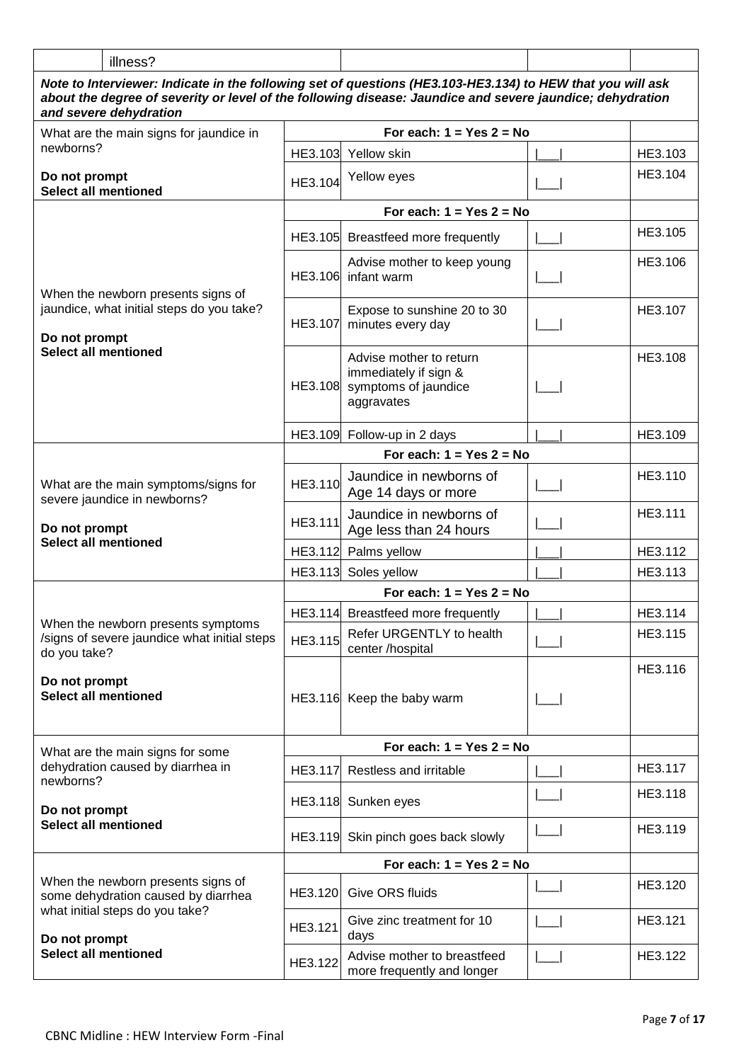| | | | | |
|---|---|---|---|---|
| illness? | | | | |

*Note to Interviewer: Indicate in the following set of questions (HE3.103-HE3.134) to HEW that you will ask about the degree of severity or level of the following disease: Jaundice and severe jaundice; dehydration and severe dehydration*

| | | | | |
|---|---|---|---|---|
| What are the main signs for jaundice in newborns?<br><br>**Do not prompt**<br>**Select all mentioned** | | **For each: 1 = Yes 2 = No** | | |
| | HE3.103 | Yellow skin | \|___\| | HE3.103 |
| | HE3.104 | Yellow eyes | \|___\| | HE3.104 |
| When the newborn presents signs of jaundice, what initial steps do you take?<br><br>**Do not prompt**<br>**Select all mentioned** | | **For each: 1 = Yes 2 = No** | | |
| | HE3.105 | Breastfeed more frequently | \|___\| | HE3.105 |
| | HE3.106 | Advise mother to keep young infant warm | \|___\| | HE3.106 |
| | HE3.107 | Expose to sunshine 20 to 30 minutes every day | \|___\| | HE3.107 |
| | HE3.108 | Advise mother to return immediately if sign & symptoms of jaundice aggravates | \|___\| | HE3.108 |
| | HE3.109 | Follow-up in 2 days | \|___\| | HE3.109 |
| What are the main symptoms/signs for severe jaundice in newborns?<br><br>**Do not prompt**<br>**Select all mentioned** | | **For each: 1 = Yes 2 = No** | | |
| | HE3.110 | Jaundice in newborns of Age 14 days or more | \|___\| | HE3.110 |
| | HE3.111 | Jaundice in newborns of Age less than 24 hours | \|___\| | HE3.111 |
| | HE3.112 | Palms yellow | \|___\| | HE3.112 |
| | HE3.113 | Soles yellow | \|___\| | HE3.113 |
| When the newborn presents symptoms /signs of severe jaundice what initial steps do you take?<br><br>**Do not prompt**<br>**Select all mentioned** | | **For each: 1 = Yes 2 = No** | | |
| | HE3.114 | Breastfeed more frequently | \|___\| | HE3.114 |
| | HE3.115 | Refer URGENTLY to health center /hospital | \|___\| | HE3.115 |
| | HE3.116 | Keep the baby warm | \|___\| | HE3.116 |
| What are the main signs for some dehydration caused by diarrhea in newborns?<br><br>**Do not prompt**<br>**Select all mentioned** | | **For each: 1 = Yes 2 = No** | | |
| | HE3.117 | Restless and irritable | \|___\| | HE3.117 |
| | HE3.118 | Sunken eyes | \|___\| | HE3.118 |
| | HE3.119 | Skin pinch goes back slowly | \|___\| | HE3.119 |
| When the newborn presents signs of some dehydration caused by diarrhea what initial steps do you take?<br><br>**Do not prompt**<br>**Select all mentioned** | | **For each: 1 = Yes 2 = No** | | |
| | HE3.120 | Give ORS fluids | \|___\| | HE3.120 |
| | HE3.121 | Give zinc treatment for 10 days | \|___\| | HE3.121 |
| | HE3.122 | Advise mother to breastfeed more frequently and longer | \|___\| | HE3.122 |

CBNC Midline : HEW Interview Form -Final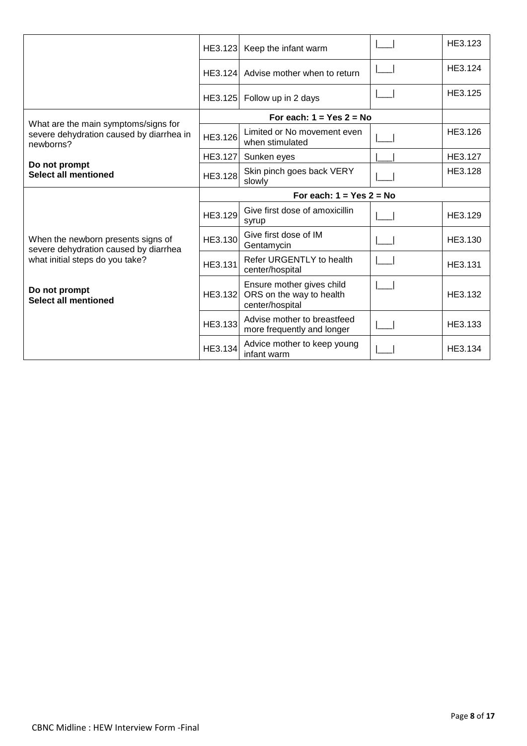| | | | | |
|---|---|---|---|---|
| | HE3.123 | Keep the infant warm | \|___\| | HE3.123 |
| | HE3.124 | Advise mother when to return | \|___\| | HE3.124 |
| | HE3.125 | Follow up in 2 days | \|___\| | HE3.125 |
| What are the main symptoms/signs for severe dehydration caused by diarrhea in newborns?<br><br>**Do not prompt**<br>**Select all mentioned** | **For each: 1 = Yes 2 = No** | | | |
| | HE3.126 | Limited or No movement even when stimulated | \|___\| | HE3.126 |
| | HE3.127 | Sunken eyes | \|___\| | HE3.127 |
| | HE3.128 | Skin pinch goes back VERY slowly | \|___\| | HE3.128 |
| When the newborn presents signs of severe dehydration caused by diarrhea what initial steps do you take?<br><br>**Do not prompt**<br>**Select all mentioned** | **For each: 1 = Yes 2 = No** | | | |
| | HE3.129 | Give first dose of amoxicillin syrup | \|___\| | HE3.129 |
| | HE3.130 | Give first dose of IM Gentamycin | \|___\| | HE3.130 |
| | HE3.131 | Refer URGENTLY to health center/hospital | \|___\| | HE3.131 |
| | HE3.132 | Ensure mother gives child ORS on the way to health center/hospital | \|___\| | HE3.132 |
| | HE3.133 | Advise mother to breastfeed more frequently and longer | \|___\| | HE3.133 |
| | HE3.134 | Advice mother to keep young infant warm | \|___\| | HE3.134 |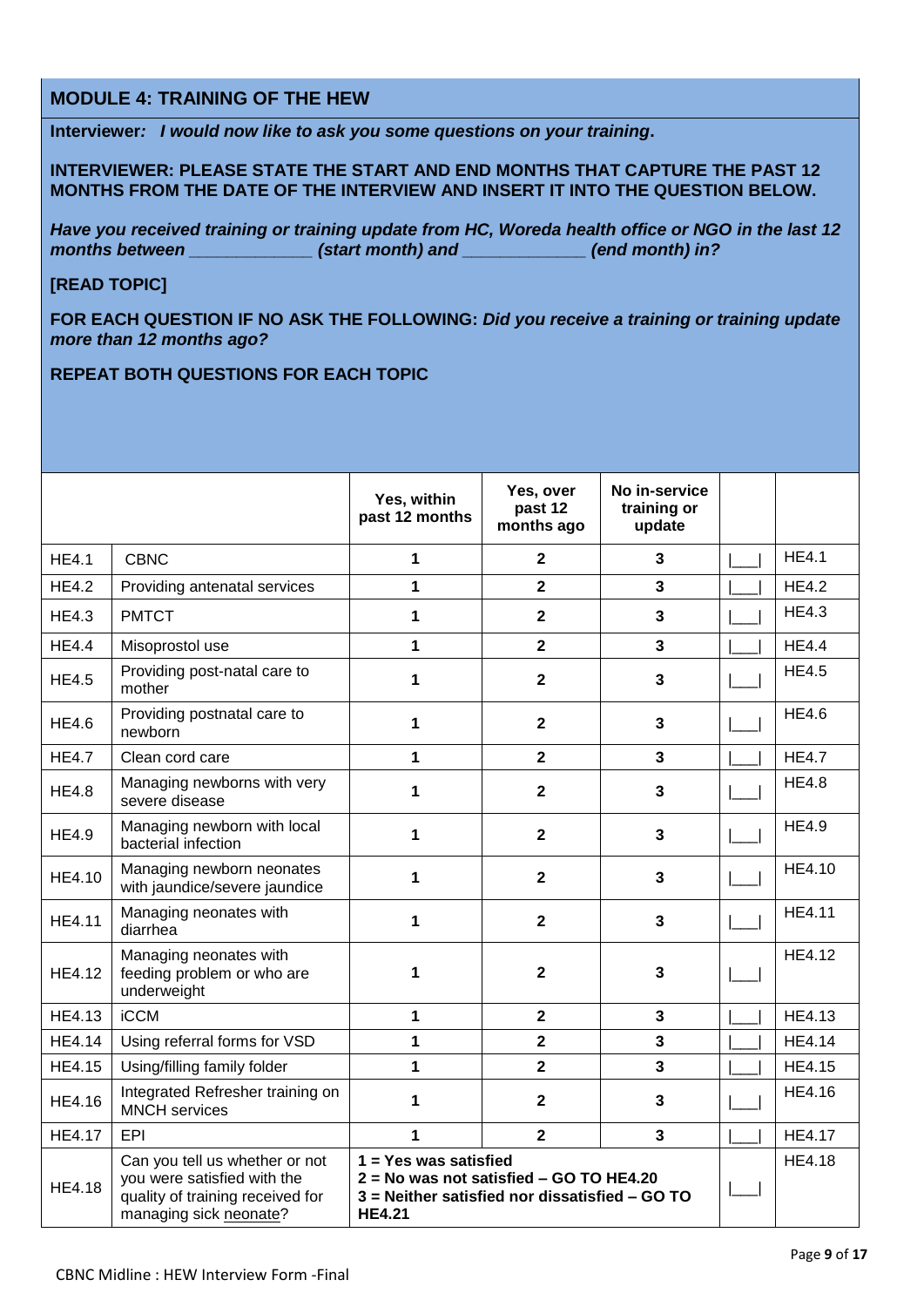## MODULE 4: TRAINING OF THE HEW

**Interviewer*:* *I would now like to ask you some questions on your training*.**

**INTERVIEWER: PLEASE STATE THE START AND END MONTHS THAT CAPTURE THE PAST 12 MONTHS FROM THE DATE OF THE INTERVIEW AND INSERT IT INTO THE QUESTION BELOW.**

***Have you received training or training update from HC, Woreda health office or NGO in the last 12 months between _____________ (start month) and _____________ (end month) in?***

**[READ TOPIC]**

**FOR EACH QUESTION IF NO ASK THE FOLLOWING:** ***Did you receive a training or training update more than 12 months ago?***

**REPEAT BOTH QUESTIONS FOR EACH TOPIC**

| | | Yes, within past 12 months | Yes, over past 12 months ago | No in-service training or update | | |
|---|---|---|---|---|---|---|
| HE4.1 | CBNC | 1 | 2 | 3 | \|___\| | HE4.1 |
| HE4.2 | Providing antenatal services | 1 | 2 | 3 | \|___\| | HE4.2 |
| HE4.3 | PMTCT | 1 | 2 | 3 | \|___\| | HE4.3 |
| HE4.4 | Misoprostol use | 1 | 2 | 3 | \|___\| | HE4.4 |
| HE4.5 | Providing post-natal care to mother | 1 | 2 | 3 | \|___\| | HE4.5 |
| HE4.6 | Providing postnatal care to newborn | 1 | 2 | 3 | \|___\| | HE4.6 |
| HE4.7 | Clean cord care | 1 | 2 | 3 | \|___\| | HE4.7 |
| HE4.8 | Managing newborns with very severe disease | 1 | 2 | 3 | \|___\| | HE4.8 |
| HE4.9 | Managing newborn with local bacterial infection | 1 | 2 | 3 | \|___\| | HE4.9 |
| HE4.10 | Managing newborn neonates with jaundice/severe jaundice | 1 | 2 | 3 | \|___\| | HE4.10 |
| HE4.11 | Managing neonates with diarrhea | 1 | 2 | 3 | \|___\| | HE4.11 |
| HE4.12 | Managing neonates with feeding problem or who are underweight | 1 | 2 | 3 | \|___\| | HE4.12 |
| HE4.13 | iCCM | 1 | 2 | 3 | \|___\| | HE4.13 |
| HE4.14 | Using referral forms for VSD | 1 | 2 | 3 | \|___\| | HE4.14 |
| HE4.15 | Using/filling family folder | 1 | 2 | 3 | \|___\| | HE4.15 |
| HE4.16 | Integrated Refresher training on MNCH services | 1 | 2 | 3 | \|___\| | HE4.16 |
| HE4.17 | EPI | 1 | 2 | 3 | \|___\| | HE4.17 |
| HE4.18 | Can you tell us whether or not you were satisfied with the quality of training received for managing sick neonate? | **1 = Yes was satisfied**<br>**2 = No was not satisfied – GO TO HE4.20**<br>**3 = Neither satisfied nor dissatisfied – GO TO HE4.21** | | | \|___\| | HE4.18 |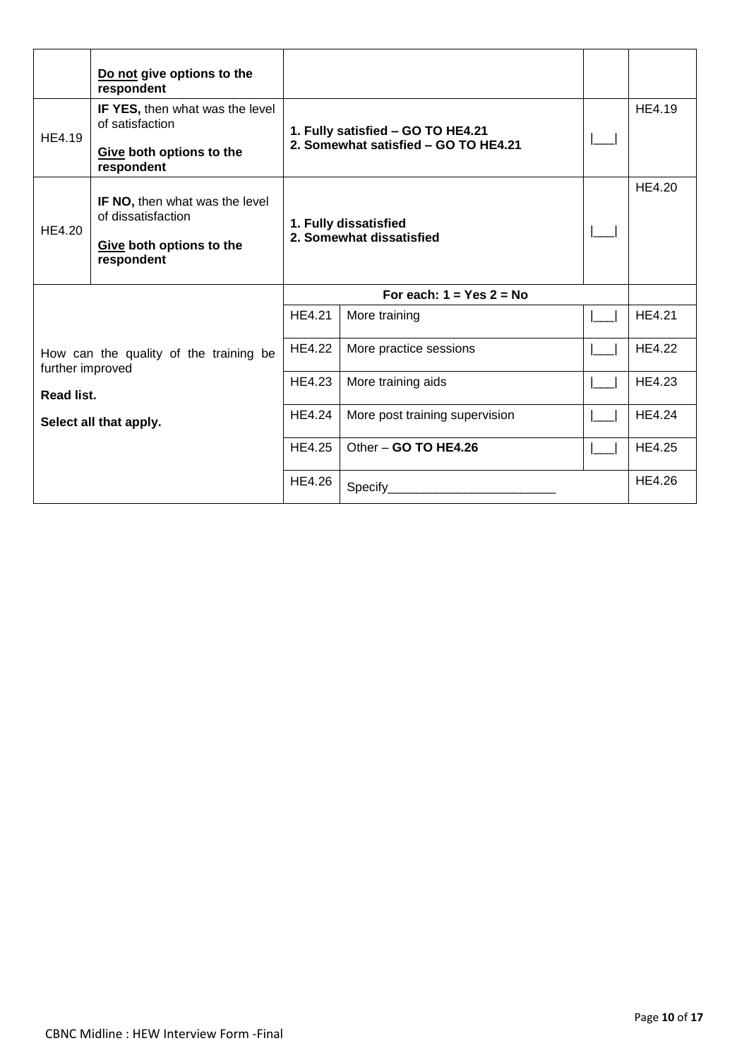|  |  |  |  |  |  |
|---|---|---|---|---|---|
|  | **Do not give options to the respondent** |  |  |  |  |
| HE4.19 | **IF YES,** then what was the level of satisfaction<br><br>**Give both options to the respondent** | **1. Fully satisfied – GO TO HE4.21**<br>**2. Somewhat satisfied – GO TO HE4.21** |  | \|___\| | HE4.19 |
| HE4.20 | **IF NO,** then what was the level of dissatisfaction<br><br>**Give both options to the respondent** | **1. Fully dissatisfied**<br>**2. Somewhat dissatisfied** |  | \|___\| | HE4.20 |
| How can the quality of the training be further improved<br><br>**Read list.**<br><br>**Select all that apply.** |  | **For each: 1 = Yes 2 = No** |  |  |  |
|  |  | HE4.21 | More training | \|___\| | HE4.21 |
|  |  | HE4.22 | More practice sessions | \|___\| | HE4.22 |
|  |  | HE4.23 | More training aids | \|___\| | HE4.23 |
|  |  | HE4.24 | More post training supervision | \|___\| | HE4.24 |
|  |  | HE4.25 | Other – **GO TO HE4.26** | \|___\| | HE4.25 |
|  |  | HE4.26 | Specify________________________ |  | HE4.26 |

CBNC Midline : HEW Interview Form -Final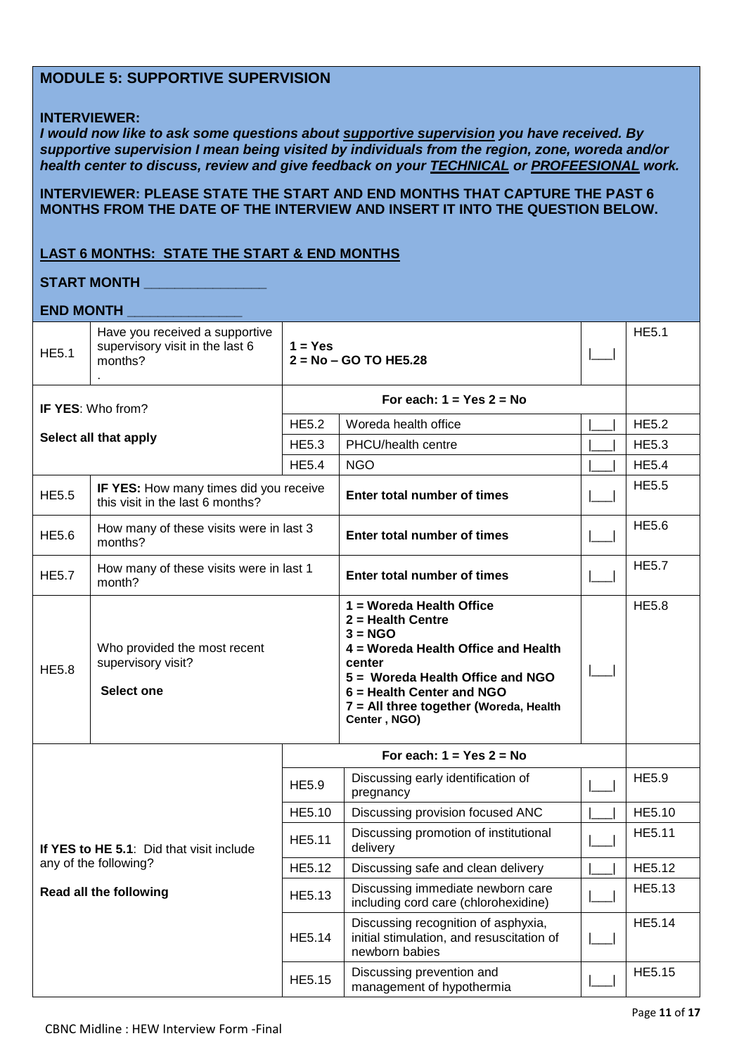## MODULE 5: SUPPORTIVE SUPERVISION

**INTERVIEWER:**

***I would now like to ask some questions about supportive supervision you have received. By supportive supervision I mean being visited by individuals from the region, zone, woreda and/or health center to discuss, review and give feedback on your TECHNICAL or PROFEESIONAL work.***

**INTERVIEWER: PLEASE STATE THE START AND END MONTHS THAT CAPTURE THE PAST 6 MONTHS FROM THE DATE OF THE INTERVIEW AND INSERT IT INTO THE QUESTION BELOW.**

**LAST 6 MONTHS: STATE THE START & END MONTHS**

**START MONTH _______________**

**END MONTH _______________**

| | | | | | |
|---|---|---|---|---|---|
| HE5.1 | Have you received a supportive supervisory visit in the last 6 months? | **1 = Yes**<br>**2 = No – GO TO HE5.28** | | \|___\| | HE5.1 |
| **IF YES**: Who from?<br><br>**Select all that apply** | | **For each: 1 = Yes 2 = No** | | | |
| | | HE5.2 | Woreda health office | \|___\| | HE5.2 |
| | | HE5.3 | PHCU/health centre | \|___\| | HE5.3 |
| | | HE5.4 | NGO | \|___\| | HE5.4 |
| HE5.5 | **IF YES:** How many times did you receive this visit in the last 6 months? | | **Enter total number of times** | \|___\| | HE5.5 |
| HE5.6 | How many of these visits were in last 3 months? | | **Enter total number of times** | \|___\| | HE5.6 |
| HE5.7 | How many of these visits were in last 1 month? | | **Enter total number of times** | \|___\| | HE5.7 |
| HE5.8 | Who provided the most recent supervisory visit?<br><br>**Select one** | | **1 = Woreda Health Office**<br>**2 = Health Centre**<br>**3 = NGO**<br>**4 = Woreda Health Office and Health center**<br>**5 = Woreda Health Office and NGO**<br>**6 = Health Center and NGO**<br>**7 = All three together (Woreda, Health Center , NGO)** | \|___\| | HE5.8 |
| **If YES to HE 5.1**: Did that visit include any of the following?<br><br>**Read all the following** | | **For each: 1 = Yes 2 = No** | | | |
| | | HE5.9 | Discussing early identification of pregnancy | \|___\| | HE5.9 |
| | | HE5.10 | Discussing provision focused ANC | \|___\| | HE5.10 |
| | | HE5.11 | Discussing promotion of institutional delivery | \|___\| | HE5.11 |
| | | HE5.12 | Discussing safe and clean delivery | \|___\| | HE5.12 |
| | | HE5.13 | Discussing immediate newborn care including cord care (chlorohexidine) | \|___\| | HE5.13 |
| | | HE5.14 | Discussing recognition of asphyxia, initial stimulation, and resuscitation of newborn babies | \|___\| | HE5.14 |
| | | HE5.15 | Discussing prevention and management of hypothermia | \|___\| | HE5.15 |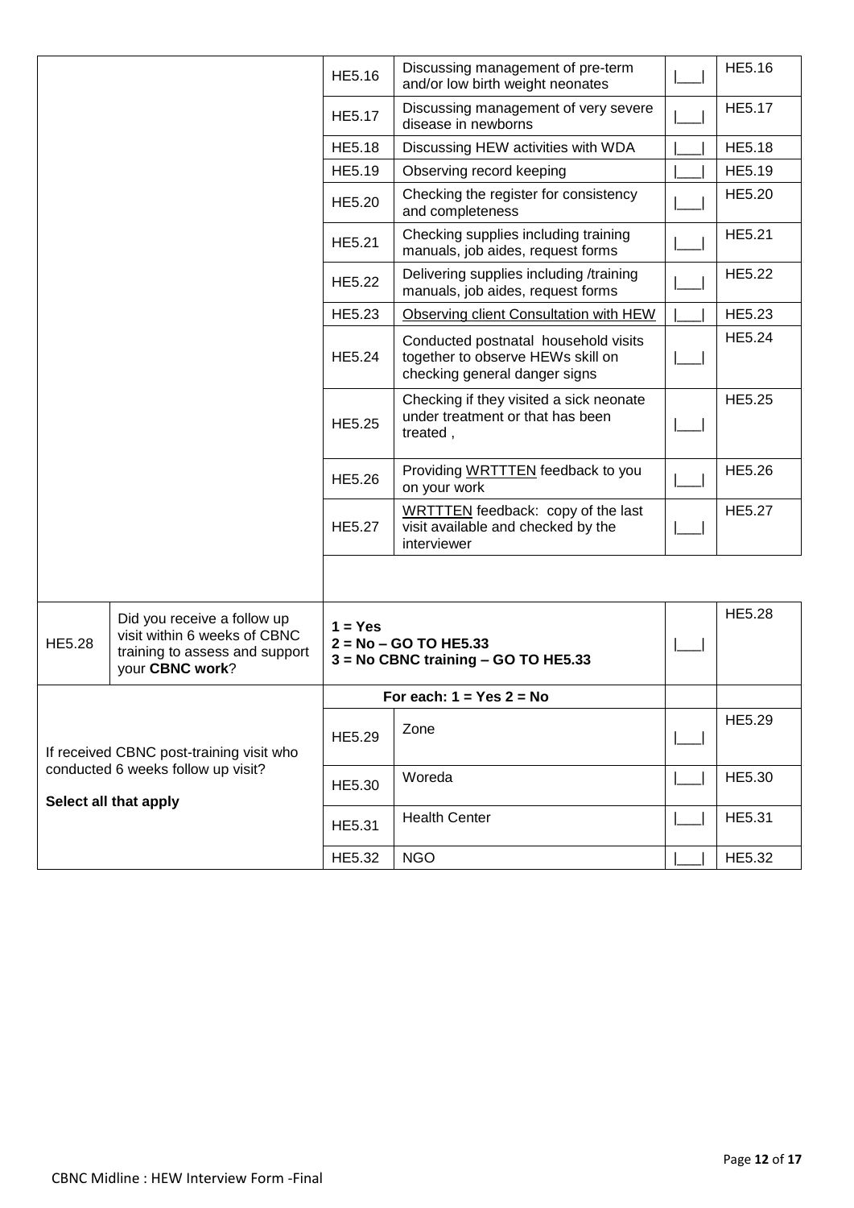| | | | | | |
|---|---|---|---|---|---|
| | | HE5.16 | Discussing management of pre-term and/or low birth weight neonates | \|___\| | HE5.16 |
| | | HE5.17 | Discussing management of very severe disease in newborns | \|___\| | HE5.17 |
| | | HE5.18 | Discussing HEW activities with WDA | \|___\| | HE5.18 |
| | | HE5.19 | Observing record keeping | \|___\| | HE5.19 |
| | | HE5.20 | Checking the register for consistency and completeness | \|___\| | HE5.20 |
| | | HE5.21 | Checking supplies including training manuals, job aides, request forms | \|___\| | HE5.21 |
| | | HE5.22 | Delivering supplies including /training manuals, job aides, request forms | \|___\| | HE5.22 |
| | | HE5.23 | <u>Observing client Consultation with HEW</u> | \|___\| | HE5.23 |
| | | HE5.24 | Conducted postnatal household visits together to observe HEWs skill on checking general danger signs | \|___\| | HE5.24 |
| | | HE5.25 | Checking if they visited a sick neonate under treatment or that has been treated , | \|___\| | HE5.25 |
| | | HE5.26 | Providing <u>WRTTTEN</u> feedback to you on your work | \|___\| | HE5.26 |
| | | HE5.27 | <u>WRTTTEN</u> feedback: copy of the last visit available and checked by the interviewer | \|___\| | HE5.27 |
| HE5.28 | Did you receive a follow up visit within 6 weeks of CBNC training to assess and support your **CBNC work**? | **1 = Yes**<br>**2 = No – GO TO HE5.33**<br>**3 = No CBNC training – GO TO HE5.33** | | \|___\| | HE5.28 |
| If received CBNC post-training visit who conducted 6 weeks follow up visit?<br><br>**Select all that apply** | | **For each: 1 = Yes 2 = No** | | | |
| | | HE5.29 | Zone | \|___\| | HE5.29 |
| | | HE5.30 | Woreda | \|___\| | HE5.30 |
| | | HE5.31 | Health Center | \|___\| | HE5.31 |
| | | HE5.32 | NGO | \|___\| | HE5.32 |

CBNC Midline : HEW Interview Form -Final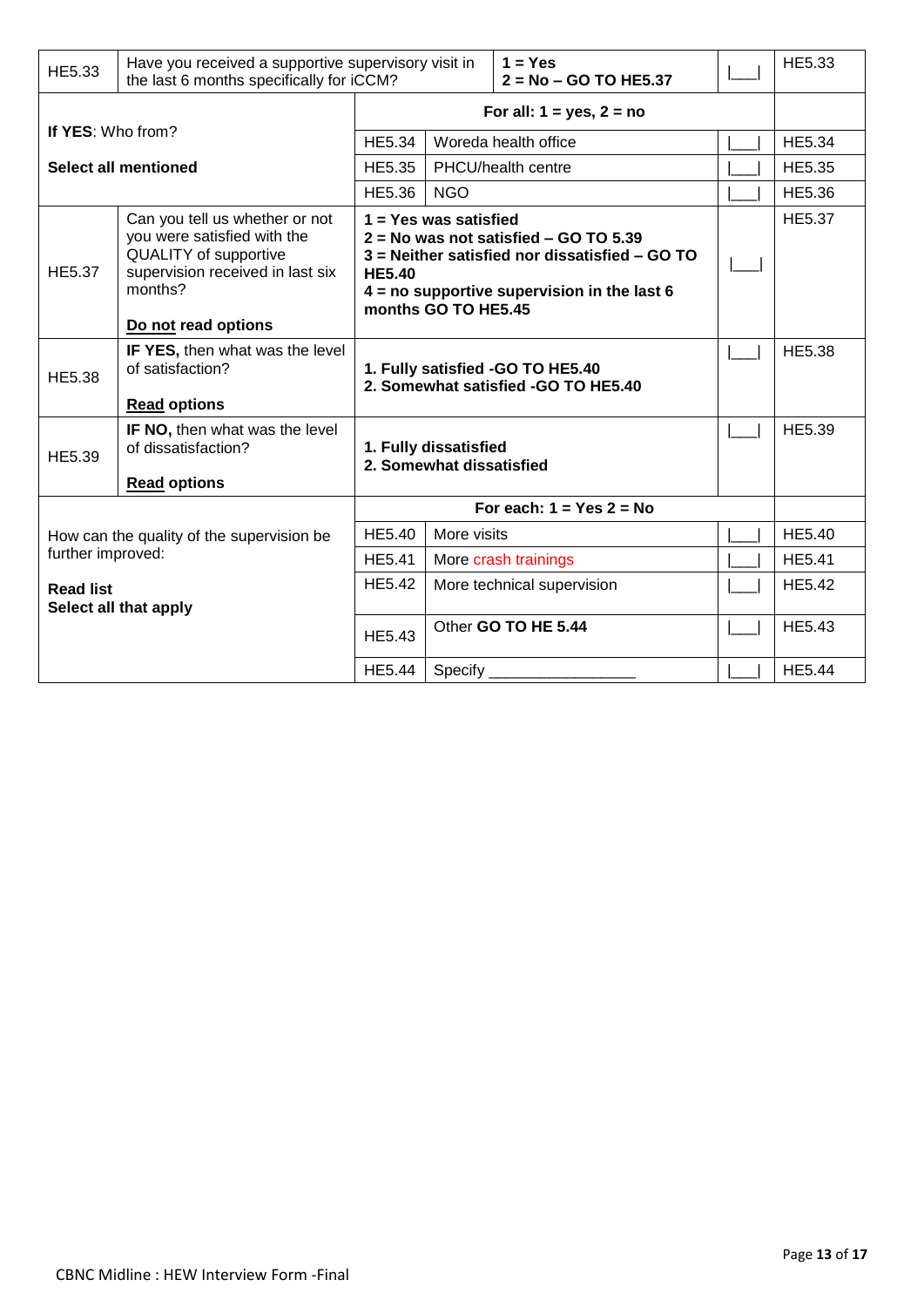| | | | | | |
|---|---|---|---|---|---|
| HE5.33 | Have you received a supportive supervisory visit in the last 6 months specifically for iCCM? | **1 = Yes**<br>**2 = No – GO TO HE5.37** | | \|___\| | HE5.33 |
| **If YES**: Who from?<br><br>**Select all mentioned** | | **For all: 1 = yes, 2 = no** | | | |
| | | HE5.34 | Woreda health office | \|___\| | HE5.34 |
| | | HE5.35 | PHCU/health centre | \|___\| | HE5.35 |
| | | HE5.36 | NGO | \|___\| | HE5.36 |
| HE5.37 | Can you tell us whether or not you were satisfied with the QUALITY of supportive supervision received in last six months?<br><br>**Do not read options** | **1 = Yes was satisfied**<br>**2 = No was not satisfied – GO TO 5.39**<br>**3 = Neither satisfied nor dissatisfied – GO TO HE5.40**<br>**4 = no supportive supervision in the last 6 months GO TO HE5.45** | | \|___\| | HE5.37 |
| HE5.38 | **IF YES,** then what was the level of satisfaction?<br><br>**Read options** | **1. Fully satisfied -GO TO HE5.40**<br>**2. Somewhat satisfied -GO TO HE5.40** | | \|___\| | HE5.38 |
| HE5.39 | **IF NO,** then what was the level of dissatisfaction?<br><br>**Read options** | **1. Fully dissatisfied**<br>**2. Somewhat dissatisfied** | | \|___\| | HE5.39 |
| How can the quality of the supervision be further improved:<br><br>**Read list**<br>**Select all that apply** | | **For each: 1 = Yes 2 = No** | | | |
| | | HE5.40 | More visits | \|___\| | HE5.40 |
| | | HE5.41 | More crash trainings | \|___\| | HE5.41 |
| | | HE5.42 | More technical supervision | \|___\| | HE5.42 |
| | | HE5.43 | Other **GO TO HE 5.44** | \|___\| | HE5.43 |
| | | HE5.44 | Specify ________________ | \|___\| | HE5.44 |

CBNC Midline : HEW Interview Form -Final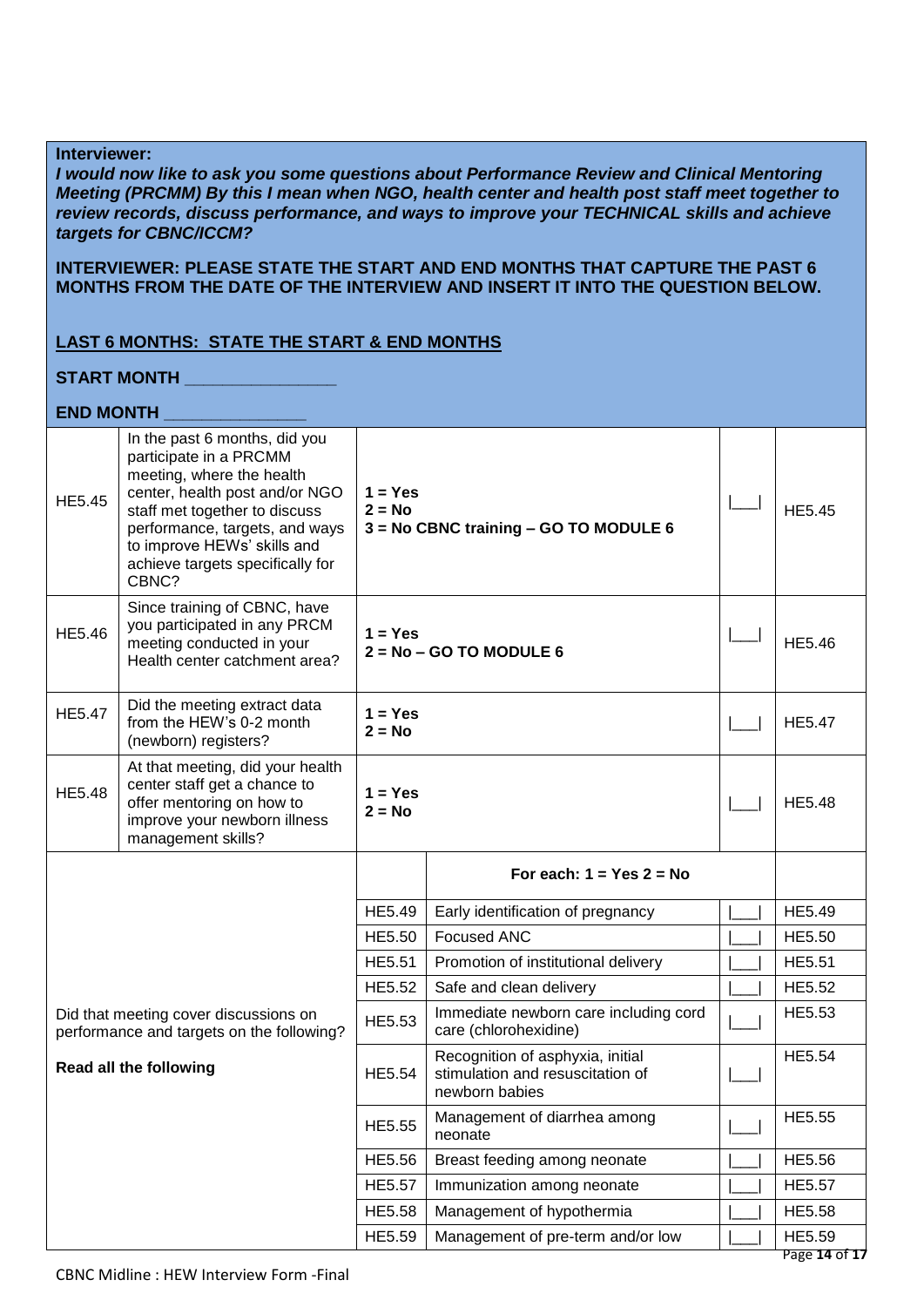**Interviewer:**

***I would now like to ask you some questions about Performance Review and Clinical Mentoring Meeting (PRCMM) By this I mean when NGO, health center and health post staff meet together to review records, discuss performance, and ways to improve your TECHNICAL skills and achieve targets for CBNC/ICCM?***

**INTERVIEWER: PLEASE STATE THE START AND END MONTHS THAT CAPTURE THE PAST 6 MONTHS FROM THE DATE OF THE INTERVIEW AND INSERT IT INTO THE QUESTION BELOW.**

**LAST 6 MONTHS: STATE THE START & END MONTHS**

**START MONTH _______________**

**END MONTH ______________**

| | | | | | |
|---|---|---|---|---|---|
| HE5.45 | In the past 6 months, did you participate in a PRCMM meeting, where the health center, health post and/or NGO staff met together to discuss performance, targets, and ways to improve HEWs' skills and achieve targets specifically for CBNC? | **1 = Yes**<br>**2 = No**<br>**3 = No CBNC training – GO TO MODULE 6** | | \|___\| | HE5.45 |
| HE5.46 | Since training of CBNC, have you participated in any PRCM meeting conducted in your Health center catchment area? | **1 = Yes**<br>**2 = No – GO TO MODULE 6** | | \|___\| | HE5.46 |
| HE5.47 | Did the meeting extract data from the HEW's 0-2 month (newborn) registers? | **1 = Yes**<br>**2 = No** | | \|___\| | HE5.47 |
| HE5.48 | At that meeting, did your health center staff get a chance to offer mentoring on how to improve your newborn illness management skills? | **1 = Yes**<br>**2 = No** | | \|___\| | HE5.48 |
| Did that meeting cover discussions on performance and targets on the following?<br><br>**Read all the following** | | | **For each: 1 = Yes 2 = No** | | |
| | | HE5.49 | Early identification of pregnancy | \|___\| | HE5.49 |
| | | HE5.50 | Focused ANC | \|___\| | HE5.50 |
| | | HE5.51 | Promotion of institutional delivery | \|___\| | HE5.51 |
| | | HE5.52 | Safe and clean delivery | \|___\| | HE5.52 |
| | | HE5.53 | Immediate newborn care including cord care (chlorohexidine) | \|___\| | HE5.53 |
| | | HE5.54 | Recognition of asphyxia, initial stimulation and resuscitation of newborn babies | \|___\| | HE5.54 |
| | | HE5.55 | Management of diarrhea among neonate | \|___\| | HE5.55 |
| | | HE5.56 | Breast feeding among neonate | \|___\| | HE5.56 |
| | | HE5.57 | Immunization among neonate | \|___\| | HE5.57 |
| | | HE5.58 | Management of hypothermia | \|___\| | HE5.58 |
| | | HE5.59 | Management of pre-term and/or low | \|___\| | HE5.59 |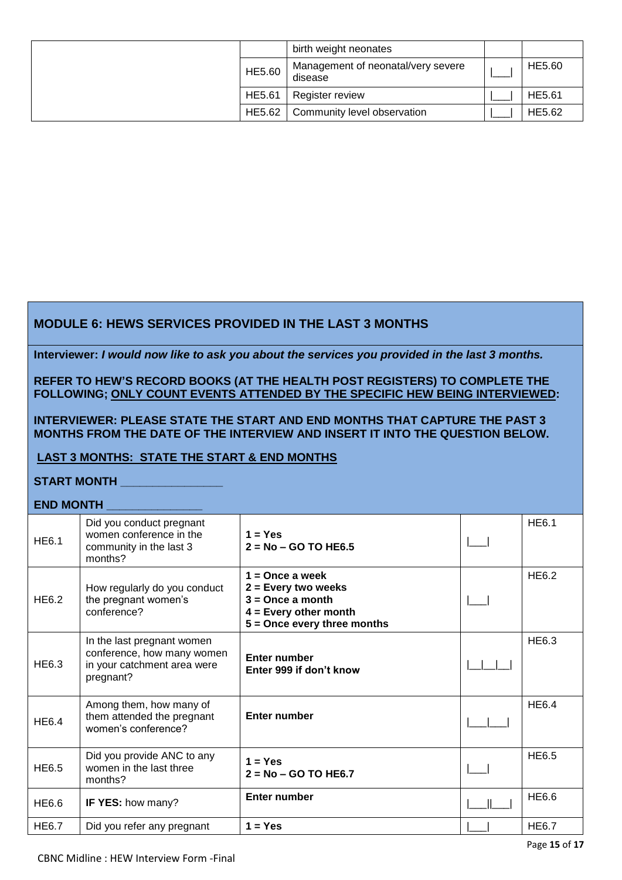| | | | | |
|---|---|---|---|---|
| | | birth weight neonates | | |
| | HE5.60 | Management of neonatal/very severe disease | \|___\| | HE5.60 |
| | HE5.61 | Register review | \|___\| | HE5.61 |
| | HE5.62 | Community level observation | \|___\| | HE5.62 |

## MODULE 6: HEWS SERVICES PROVIDED IN THE LAST 3 MONTHS

**Interviewer:** ***I would now like to ask you about the services you provided in the last 3 months.***

**REFER TO HEW'S RECORD BOOKS (AT THE HEALTH POST REGISTERS) TO COMPLETE THE FOLLOWING; <u>ONLY COUNT EVENTS ATTENDED BY THE SPECIFIC HEW BEING INTERVIEWED</u>:**

**INTERVIEWER: PLEASE STATE THE START AND END MONTHS THAT CAPTURE THE PAST 3 MONTHS FROM THE DATE OF THE INTERVIEW AND INSERT IT INTO THE QUESTION BELOW.**

**<u>LAST 3 MONTHS: STATE THE START & END MONTHS</u>**

**START MONTH ________________**

**END MONTH _______________**

| | | | | |
|---|---|---|---|---|
| HE6.1 | Did you conduct pregnant women conference in the community in the last 3 months? | **1 = Yes**<br>**2 = No – GO TO HE6.5** | \|___\| | HE6.1 |
| HE6.2 | How regularly do you conduct the pregnant women's conference? | **1 = Once a week**<br>**2 = Every two weeks**<br>**3 = Once a month**<br>**4 = Every other month**<br>**5 = Once every three months** | \|___\| | HE6.2 |
| HE6.3 | In the last pregnant women conference, how many women in your catchment area were pregnant? | **Enter number**<br>**Enter 999 if don't know** | \|___\|___\|___\| | HE6.3 |
| HE6.4 | Among them, how many of them attended the pregnant women's conference? | **Enter number** | \|___\|___\| | HE6.4 |
| HE6.5 | Did you provide ANC to any women in the last three months? | **1 = Yes**<br>**2 = No – GO TO HE6.7** | \|___\| | HE6.5 |
| HE6.6 | **IF YES:** how many? | **Enter number** | \|___\|\|___\| | HE6.6 |
| HE6.7 | Did you refer any pregnant | **1 = Yes** | \|___\| | HE6.7 |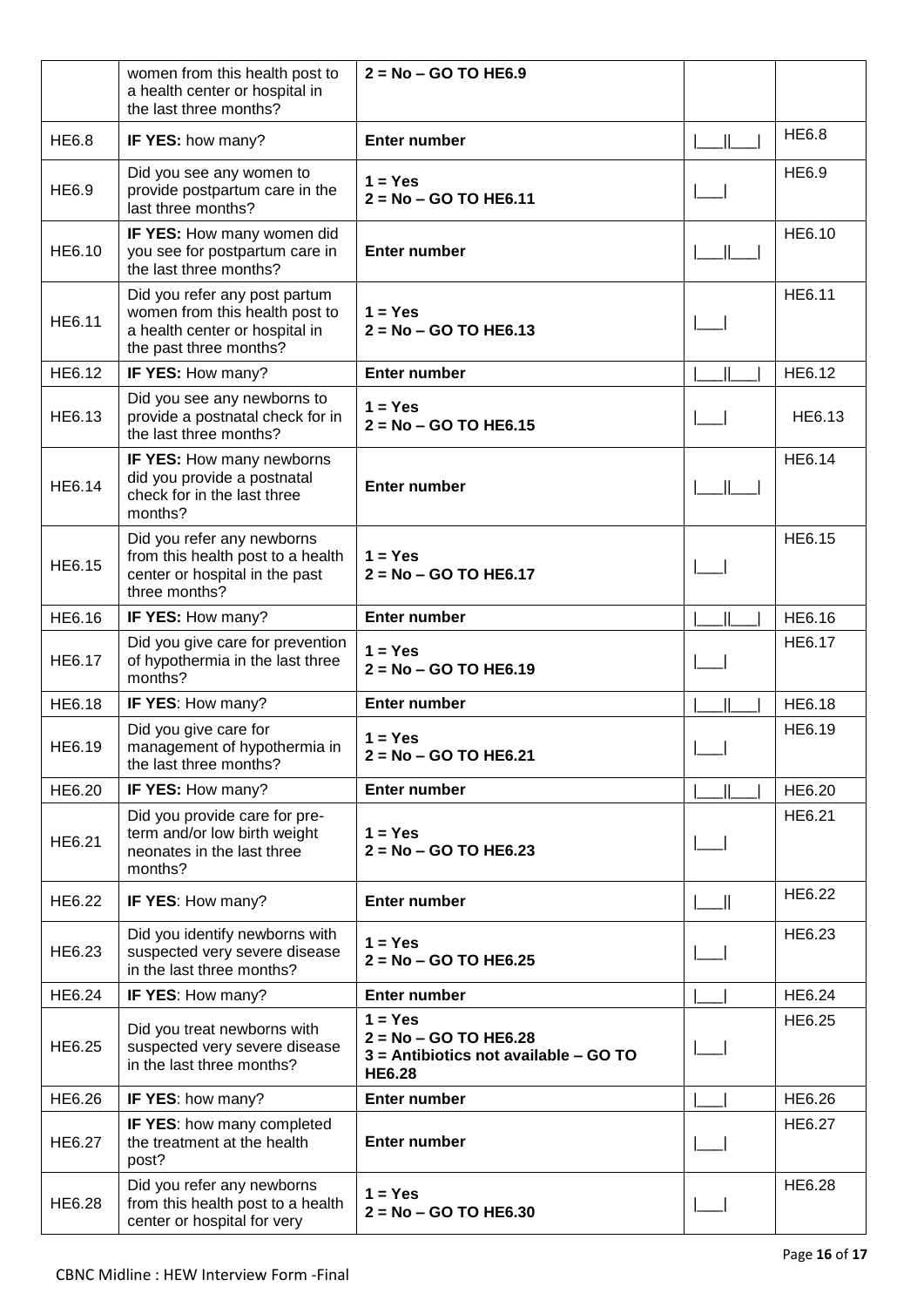| | | | | |
|---|---|---|---|---|
| | women from this health post to a health center or hospital in the last three months? | **2 = No – GO TO HE6.9** | | |
| HE6.8 | **IF YES:** how many? | **Enter number** | \|___\|\|___\| | HE6.8 |
| HE6.9 | Did you see any women to provide postpartum care in the last three months? | **1 = Yes**<br>**2 = No – GO TO HE6.11** | \|___\| | HE6.9 |
| HE6.10 | **IF YES:** How many women did you see for postpartum care in the last three months? | **Enter number** | \|___\|\|___\| | HE6.10 |
| HE6.11 | Did you refer any post partum women from this health post to a health center or hospital in the past three months? | **1 = Yes**<br>**2 = No – GO TO HE6.13** | \|___\| | HE6.11 |
| HE6.12 | **IF YES:** How many? | **Enter number** | \|___\|\|___\| | HE6.12 |
| HE6.13 | Did you see any newborns to provide a postnatal check for in the last three months? | **1 = Yes**<br>**2 = No – GO TO HE6.15** | \|___\| | HE6.13 |
| HE6.14 | **IF YES:** How many newborns did you provide a postnatal check for in the last three months? | **Enter number** | \|___\|\|___\| | HE6.14 |
| HE6.15 | Did you refer any newborns from this health post to a health center or hospital in the past three months? | **1 = Yes**<br>**2 = No – GO TO HE6.17** | \|___\| | HE6.15 |
| HE6.16 | **IF YES:** How many? | **Enter number** | \|___\|\|___\| | HE6.16 |
| HE6.17 | Did you give care for prevention of hypothermia in the last three months? | **1 = Yes**<br>**2 = No – GO TO HE6.19** | \|___\| | HE6.17 |
| HE6.18 | **IF YES**: How many? | **Enter number** | \|___\|\|___\| | HE6.18 |
| HE6.19 | Did you give care for management of hypothermia in the last three months? | **1 = Yes**<br>**2 = No – GO TO HE6.21** | \|___\| | HE6.19 |
| HE6.20 | **IF YES:** How many? | **Enter number** | \|___\|\|___\| | HE6.20 |
| HE6.21 | Did you provide care for pre-term and/or low birth weight neonates in the last three months? | **1 = Yes**<br>**2 = No – GO TO HE6.23** | \|___\| | HE6.21 |
| HE6.22 | **IF YES**: How many? | **Enter number** | \|___\|\| | HE6.22 |
| HE6.23 | Did you identify newborns with suspected very severe disease in the last three months? | **1 = Yes**<br>**2 = No – GO TO HE6.25** | \|___\| | HE6.23 |
| HE6.24 | **IF YES**: How many? | **Enter number** | \|___\| | HE6.24 |
| HE6.25 | Did you treat newborns with suspected very severe disease in the last three months? | **1 = Yes**<br>**2 = No – GO TO HE6.28**<br>**3 = Antibiotics not available – GO TO HE6.28** | \|___\| | HE6.25 |
| HE6.26 | **IF YES**: how many? | **Enter number** | \|___\| | HE6.26 |
| HE6.27 | **IF YES**: how many completed the treatment at the health post? | **Enter number** | \|___\| | HE6.27 |
| HE6.28 | Did you refer any newborns from this health post to a health center or hospital for very | **1 = Yes**<br>**2 = No – GO TO HE6.30** | \|___\| | HE6.28 |

CBNC Midline : HEW Interview Form -Final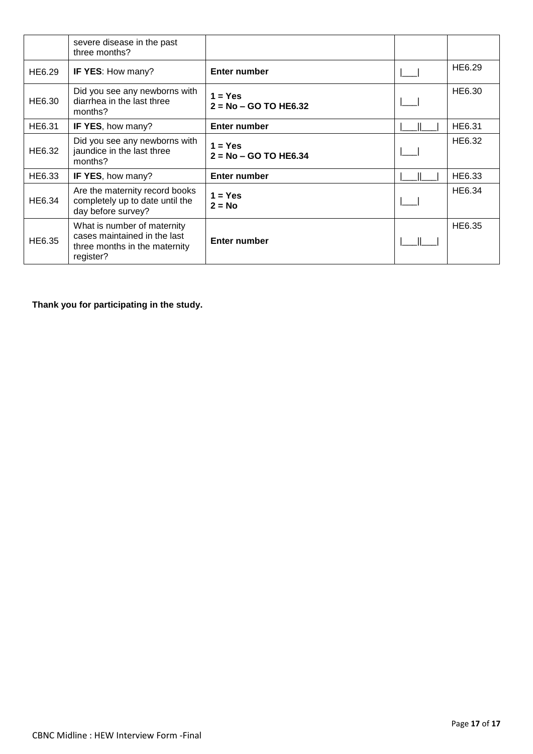| | | | | |
|---|---|---|---|---|
| | severe disease in the past three months? | | | |
| HE6.29 | **IF YES**: How many? | **Enter number** | \|___\| | HE6.29 |
| HE6.30 | Did you see any newborns with diarrhea in the last three months? | **1 = Yes**<br>**2 = No – GO TO HE6.32** | \|___\| | HE6.30 |
| HE6.31 | **IF YES**, how many? | **Enter number** | \|___\|\|___\| | HE6.31 |
| HE6.32 | Did you see any newborns with jaundice in the last three months? | **1 = Yes**<br>**2 = No – GO TO HE6.34** | \|___\| | HE6.32 |
| HE6.33 | **IF YES**, how many? | **Enter number** | \|___\|\|___\| | HE6.33 |
| HE6.34 | Are the maternity record books completely up to date until the day before survey? | **1 = Yes**<br>**2 = No** | \|___\| | HE6.34 |
| HE6.35 | What is number of maternity cases maintained in the last three months in the maternity register? | **Enter number** | \|___\|\|___\| | HE6.35 |

**Thank you for participating in the study.**